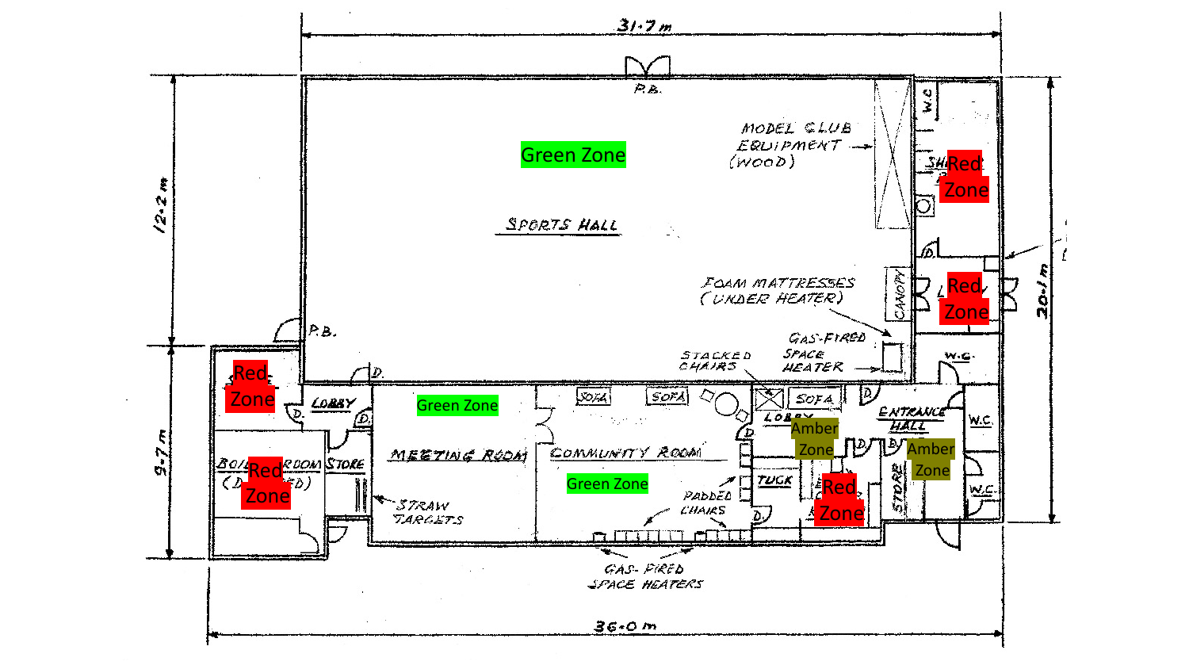31·7 m

P.B.

Green Zone

MODEL CLUB EQUIPMENT (WOOD)

SPORTS HALL

W.C

SH Red Zone

Red Zone

FOAM MATTRESSES (UNDER HEATER)

CANOPY

GAS-FIRED SPACE HEATER

STACKED CHAIRS

12·2 m

20·1 m

P.B.

Red Zone

LOBBY

D.

Green Zone

SOFA

SOFA

SOFA

W.C.

ENTRANCE HALL

Amber Zone

Amber Zone

LOBBY

BOILER ROOM (D ED)

Red Zone

STORE

MEETING ROOM

COMMUNITY ROOM

Green Zone

TUCK

Red Zone

STORE

W.C.

W.C.

9·7 m

STRAW TARGETS

PADDED CHAIRS

GAS-FIRED SPACE HEATERS

36·0 m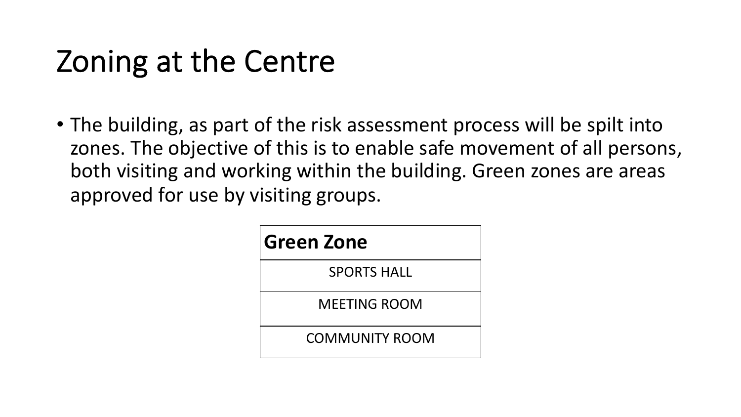# Zoning at the Centre

- The building, as part of the risk assessment process will be spilt into zones. The objective of this is to enable safe movement of all persons, both visiting and working within the building. Green zones are areas approved for use by visiting groups.

| **Green Zone** |
| --- |
| SPORTS HALL |
| MEETING ROOM |
| COMMUNITY ROOM |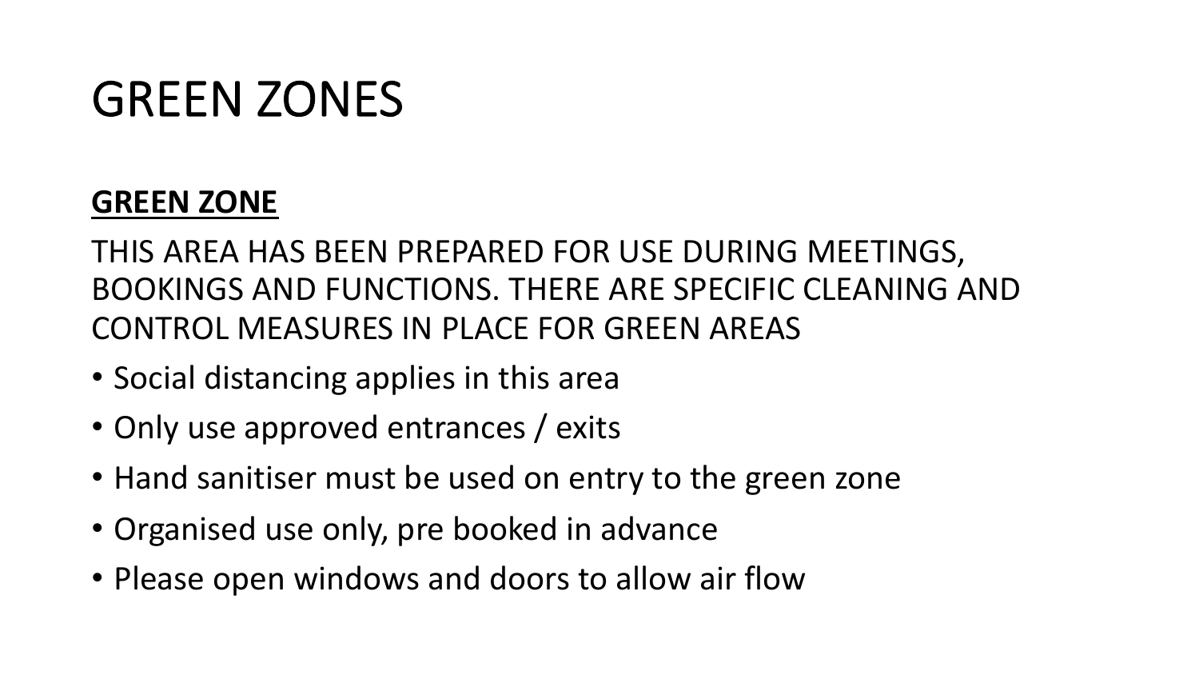# GREEN ZONES

**GREEN ZONE**

THIS AREA HAS BEEN PREPARED FOR USE DURING MEETINGS, BOOKINGS AND FUNCTIONS. THERE ARE SPECIFIC CLEANING AND CONTROL MEASURES IN PLACE FOR GREEN AREAS

- Social distancing applies in this area
- Only use approved entrances / exits
- Hand sanitiser must be used on entry to the green zone
- Organised use only, pre booked in advance
- Please open windows and doors to allow air flow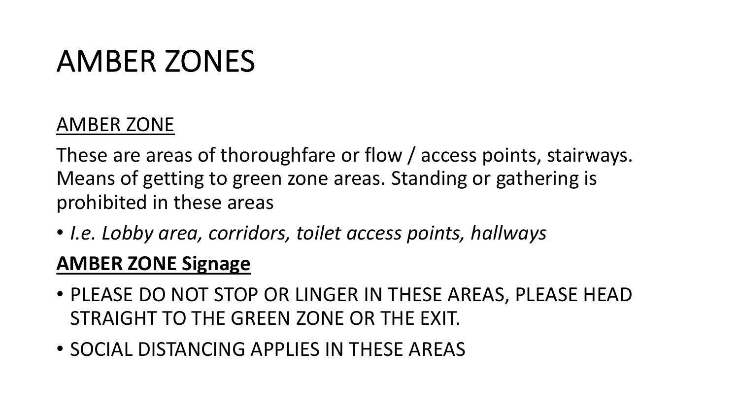# AMBER ZONES

<u>AMBER ZONE</u>

These are areas of thoroughfare or flow / access points, stairways. Means of getting to green zone areas. Standing or gathering is prohibited in these areas

- *I.e. Lobby area, corridors, toilet access points, hallways*

**<u>AMBER ZONE Signage</u>**

- PLEASE DO NOT STOP OR LINGER IN THESE AREAS, PLEASE HEAD STRAIGHT TO THE GREEN ZONE OR THE EXIT.
- SOCIAL DISTANCING APPLIES IN THESE AREAS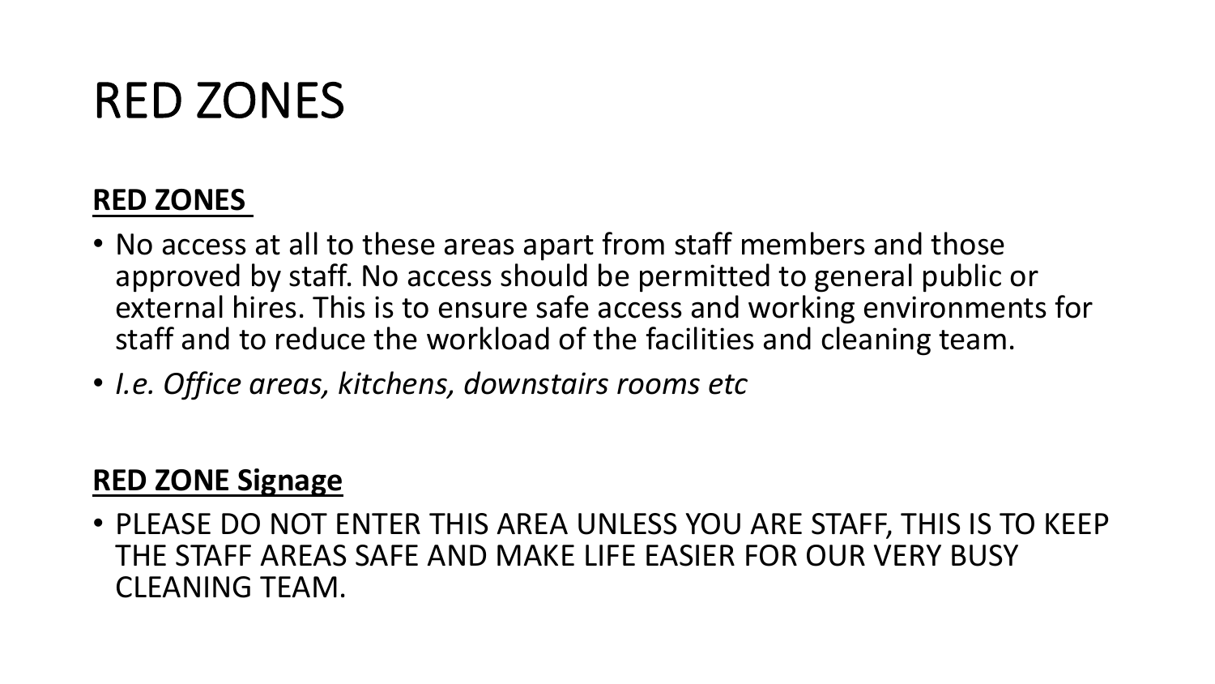# RED ZONES

**RED ZONES**

- No access at all to these areas apart from staff members and those approved by staff. No access should be permitted to general public or external hires. This is to ensure safe access and working environments for staff and to reduce the workload of the facilities and cleaning team.
- *I.e. Office areas, kitchens, downstairs rooms etc*

**RED ZONE Signage**

- PLEASE DO NOT ENTER THIS AREA UNLESS YOU ARE STAFF, THIS IS TO KEEP THE STAFF AREAS SAFE AND MAKE LIFE EASIER FOR OUR VERY BUSY CLEANING TEAM.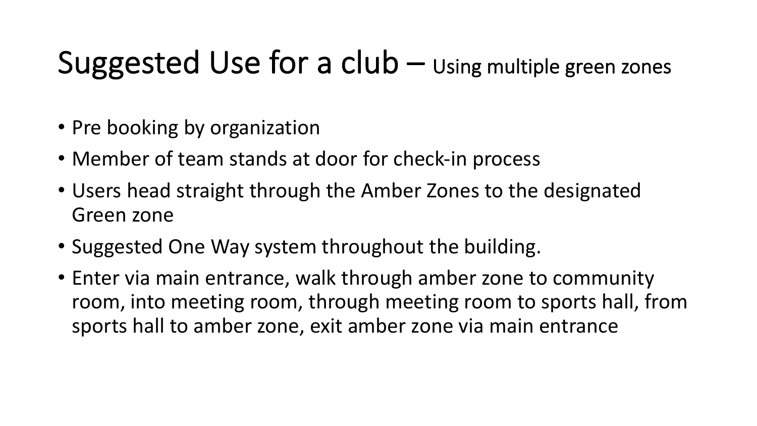# Suggested Use for a club – Using multiple green zones

- Pre booking by organization
- Member of team stands at door for check-in process
- Users head straight through the Amber Zones to the designated Green zone
- Suggested One Way system throughout the building.
- Enter via main entrance, walk through amber zone to community room, into meeting room, through meeting room to sports hall, from sports hall to amber zone, exit amber zone via main entrance